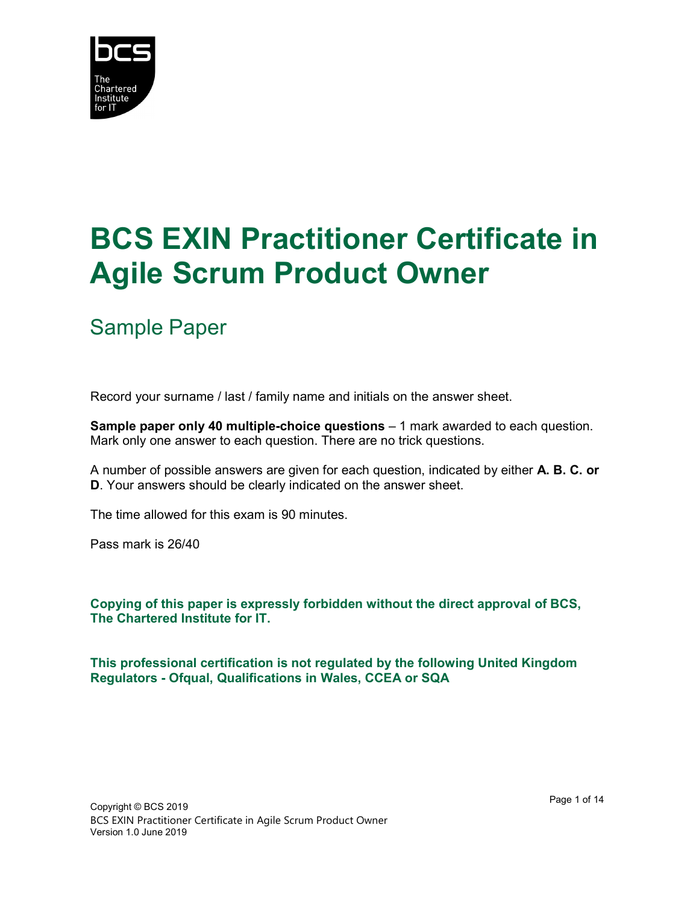# BCS EXIN Practitioner Certificate in Agile Scrum Product Owner

## Sample Paper

Record your surname / last / family name and initials on the answer sheet.

**Sample paper only 40 multiple-choice questions** – 1 mark awarded to each question. Mark only one answer to each question. There are no trick questions.

A number of possible answers are given for each question, indicated by either **A. B. C. or D**. Your answers should be clearly indicated on the answer sheet.

The time allowed for this exam is 90 minutes.

Pass mark is 26/40

**Copying of this paper is expressly forbidden without the direct approval of BCS, The Chartered Institute for IT.**

**This professional certification is not regulated by the following United Kingdom Regulators - Ofqual, Qualifications in Wales, CCEA or SQA**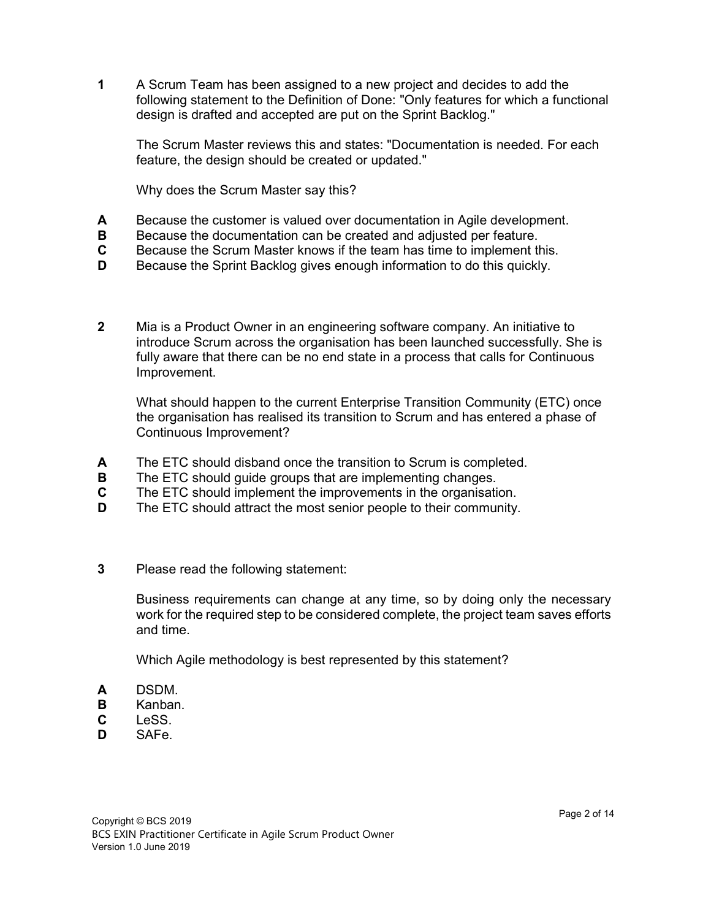**1** A Scrum Team has been assigned to a new project and decides to add the following statement to the Definition of Done: "Only features for which a functional design is drafted and accepted are put on the Sprint Backlog."

The Scrum Master reviews this and states: "Documentation is needed. For each feature, the design should be created or updated."

Why does the Scrum Master say this?

**A** Because the customer is valued over documentation in Agile development.
**B** Because the documentation can be created and adjusted per feature.
**C** Because the Scrum Master knows if the team has time to implement this.
**D** Because the Sprint Backlog gives enough information to do this quickly.

**2** Mia is a Product Owner in an engineering software company. An initiative to introduce Scrum across the organisation has been launched successfully. She is fully aware that there can be no end state in a process that calls for Continuous Improvement.

What should happen to the current Enterprise Transition Community (ETC) once the organisation has realised its transition to Scrum and has entered a phase of Continuous Improvement?

**A** The ETC should disband once the transition to Scrum is completed.
**B** The ETC should guide groups that are implementing changes.
**C** The ETC should implement the improvements in the organisation.
**D** The ETC should attract the most senior people to their community.

**3** Please read the following statement:

Business requirements can change at any time, so by doing only the necessary work for the required step to be considered complete, the project team saves efforts and time.

Which Agile methodology is best represented by this statement?

**A** DSDM.
**B** Kanban.
**C** LeSS.
**D** SAFe.

Copyright © BCS 2019
BCS EXIN Practitioner Certificate in Agile Scrum Product Owner
Version 1.0 June 2019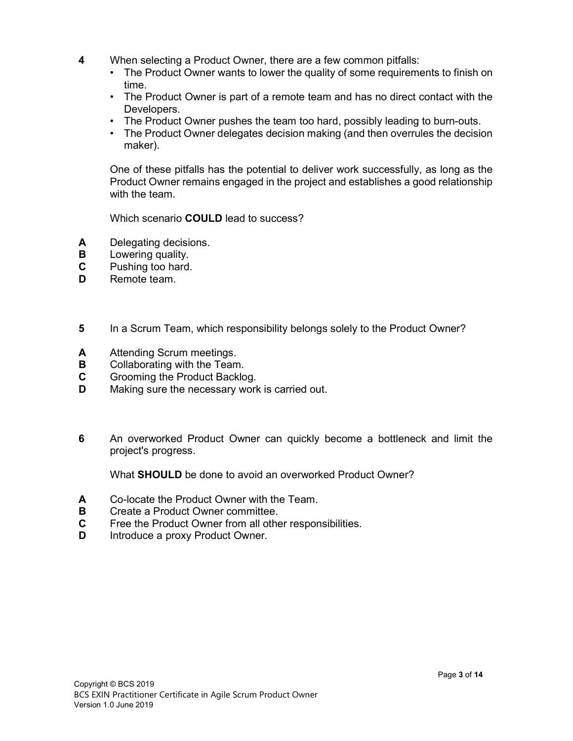**4** When selecting a Product Owner, there are a few common pitfalls:

- The Product Owner wants to lower the quality of some requirements to finish on time.
- The Product Owner is part of a remote team and has no direct contact with the Developers.
- The Product Owner pushes the team too hard, possibly leading to burn-outs.
- The Product Owner delegates decision making (and then overrules the decision maker).

One of these pitfalls has the potential to deliver work successfully, as long as the Product Owner remains engaged in the project and establishes a good relationship with the team.

Which scenario **COULD** lead to success?

**A** Delegating decisions.
**B** Lowering quality.
**C** Pushing too hard.
**D** Remote team.

**5** In a Scrum Team, which responsibility belongs solely to the Product Owner?

**A** Attending Scrum meetings.
**B** Collaborating with the Team.
**C** Grooming the Product Backlog.
**D** Making sure the necessary work is carried out.

**6** An overworked Product Owner can quickly become a bottleneck and limit the project's progress.

What **SHOULD** be done to avoid an overworked Product Owner?

**A** Co-locate the Product Owner with the Team.
**B** Create a Product Owner committee.
**C** Free the Product Owner from all other responsibilities.
**D** Introduce a proxy Product Owner.

Copyright © BCS 2019
BCS EXIN Practitioner Certificate in Agile Scrum Product Owner
Version 1.0 June 2019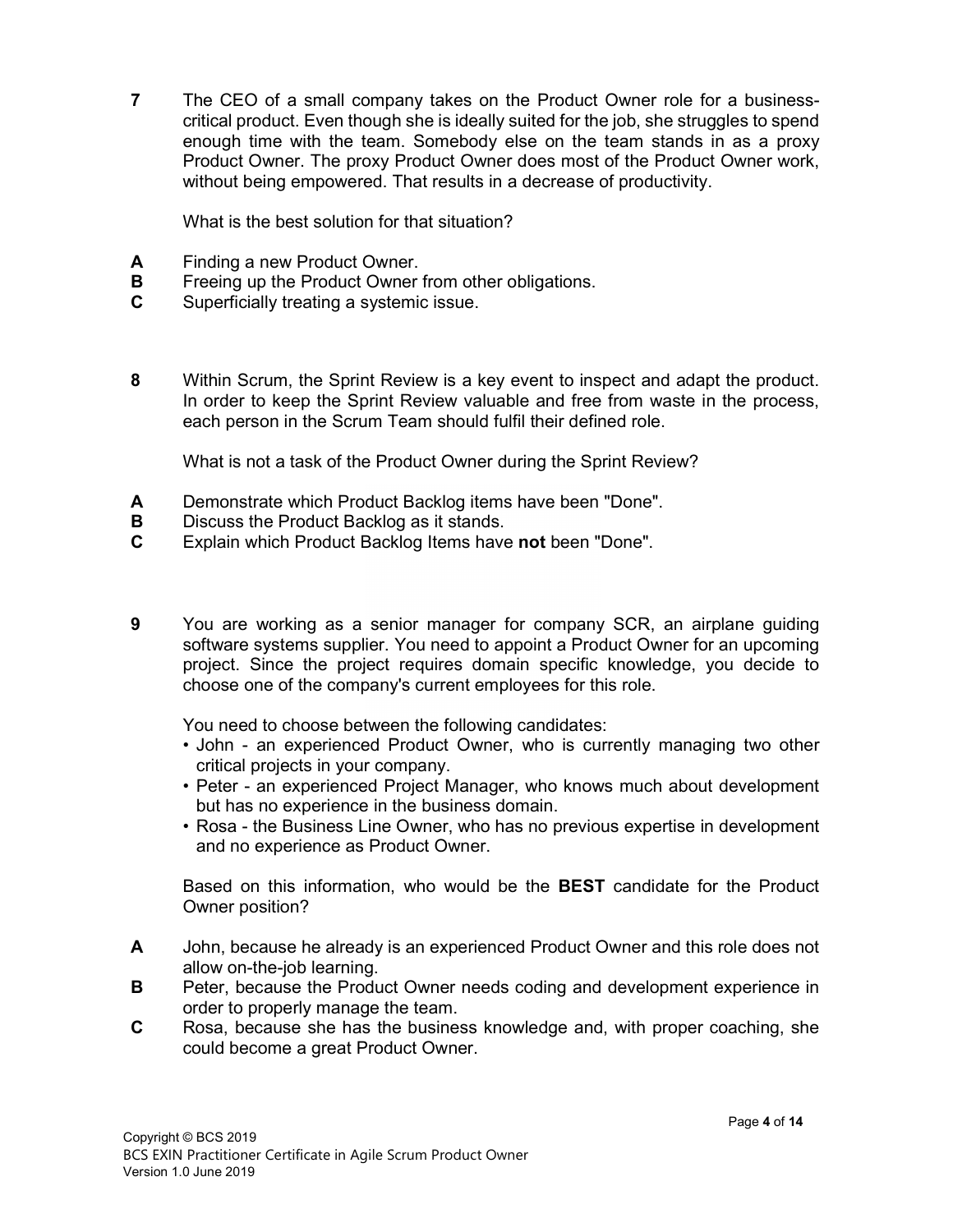**7** The CEO of a small company takes on the Product Owner role for a business-critical product. Even though she is ideally suited for the job, she struggles to spend enough time with the team. Somebody else on the team stands in as a proxy Product Owner. The proxy Product Owner does most of the Product Owner work, without being empowered. That results in a decrease of productivity.

What is the best solution for that situation?

**A** Finding a new Product Owner.
**B** Freeing up the Product Owner from other obligations.
**C** Superficially treating a systemic issue.

**8** Within Scrum, the Sprint Review is a key event to inspect and adapt the product. In order to keep the Sprint Review valuable and free from waste in the process, each person in the Scrum Team should fulfil their defined role.

What is not a task of the Product Owner during the Sprint Review?

**A** Demonstrate which Product Backlog items have been "Done".
**B** Discuss the Product Backlog as it stands.
**C** Explain which Product Backlog Items have **not** been "Done".

**9** You are working as a senior manager for company SCR, an airplane guiding software systems supplier. You need to appoint a Product Owner for an upcoming project. Since the project requires domain specific knowledge, you decide to choose one of the company's current employees for this role.

You need to choose between the following candidates:

- John - an experienced Product Owner, who is currently managing two other critical projects in your company.
- Peter - an experienced Project Manager, who knows much about development but has no experience in the business domain.
- Rosa - the Business Line Owner, who has no previous expertise in development and no experience as Product Owner.

Based on this information, who would be the **BEST** candidate for the Product Owner position?

**A** John, because he already is an experienced Product Owner and this role does not allow on-the-job learning.
**B** Peter, because the Product Owner needs coding and development experience in order to properly manage the team.
**C** Rosa, because she has the business knowledge and, with proper coaching, she could become a great Product Owner.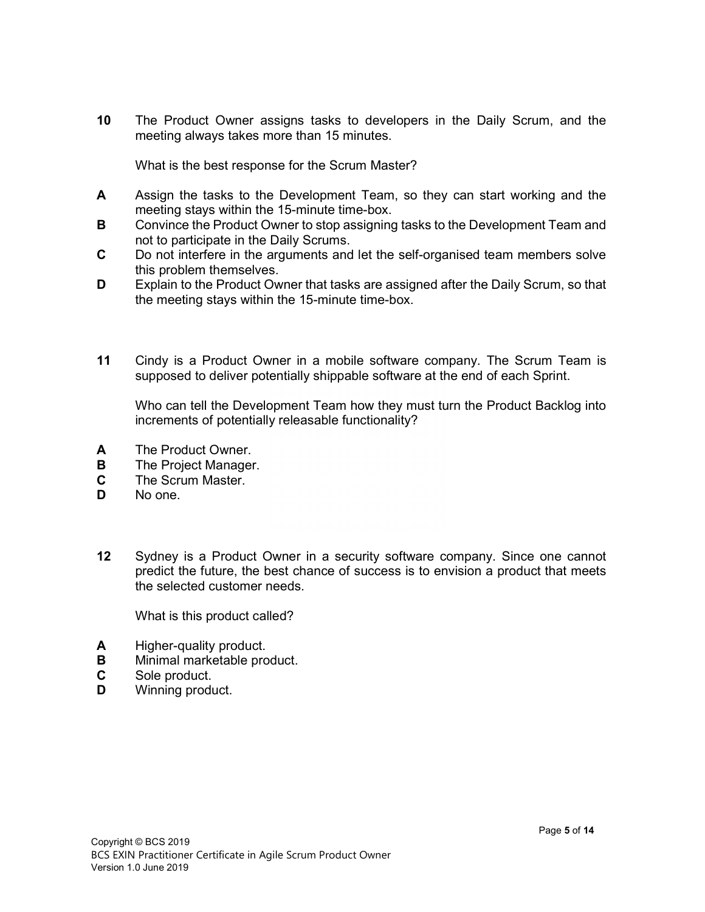**10** The Product Owner assigns tasks to developers in the Daily Scrum, and the meeting always takes more than 15 minutes.

What is the best response for the Scrum Master?

**A** Assign the tasks to the Development Team, so they can start working and the meeting stays within the 15-minute time-box.
**B** Convince the Product Owner to stop assigning tasks to the Development Team and not to participate in the Daily Scrums.
**C** Do not interfere in the arguments and let the self-organised team members solve this problem themselves.
**D** Explain to the Product Owner that tasks are assigned after the Daily Scrum, so that the meeting stays within the 15-minute time-box.

**11** Cindy is a Product Owner in a mobile software company. The Scrum Team is supposed to deliver potentially shippable software at the end of each Sprint.

Who can tell the Development Team how they must turn the Product Backlog into increments of potentially releasable functionality?

**A** The Product Owner.
**B** The Project Manager.
**C** The Scrum Master.
**D** No one.

**12** Sydney is a Product Owner in a security software company. Since one cannot predict the future, the best chance of success is to envision a product that meets the selected customer needs.

What is this product called?

**A** Higher-quality product.
**B** Minimal marketable product.
**C** Sole product.
**D** Winning product.

Copyright © BCS 2019
BCS EXIN Practitioner Certificate in Agile Scrum Product Owner
Version 1.0 June 2019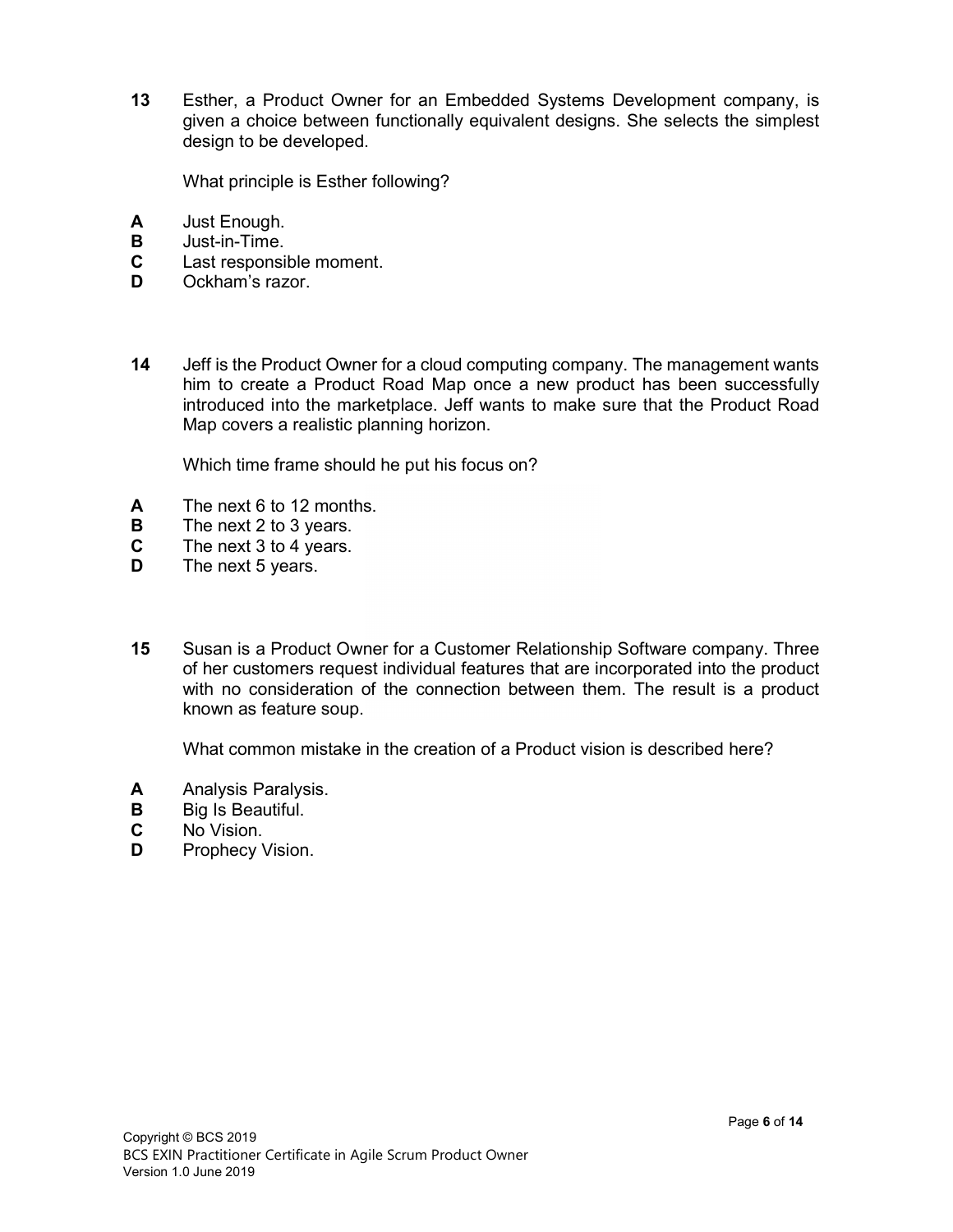**13** Esther, a Product Owner for an Embedded Systems Development company, is given a choice between functionally equivalent designs. She selects the simplest design to be developed.

What principle is Esther following?

**A** Just Enough.
**B** Just-in-Time.
**C** Last responsible moment.
**D** Ockham's razor.

**14** Jeff is the Product Owner for a cloud computing company. The management wants him to create a Product Road Map once a new product has been successfully introduced into the marketplace. Jeff wants to make sure that the Product Road Map covers a realistic planning horizon.

Which time frame should he put his focus on?

**A** The next 6 to 12 months.
**B** The next 2 to 3 years.
**C** The next 3 to 4 years.
**D** The next 5 years.

**15** Susan is a Product Owner for a Customer Relationship Software company. Three of her customers request individual features that are incorporated into the product with no consideration of the connection between them. The result is a product known as feature soup.

What common mistake in the creation of a Product vision is described here?

**A** Analysis Paralysis.
**B** Big Is Beautiful.
**C** No Vision.
**D** Prophecy Vision.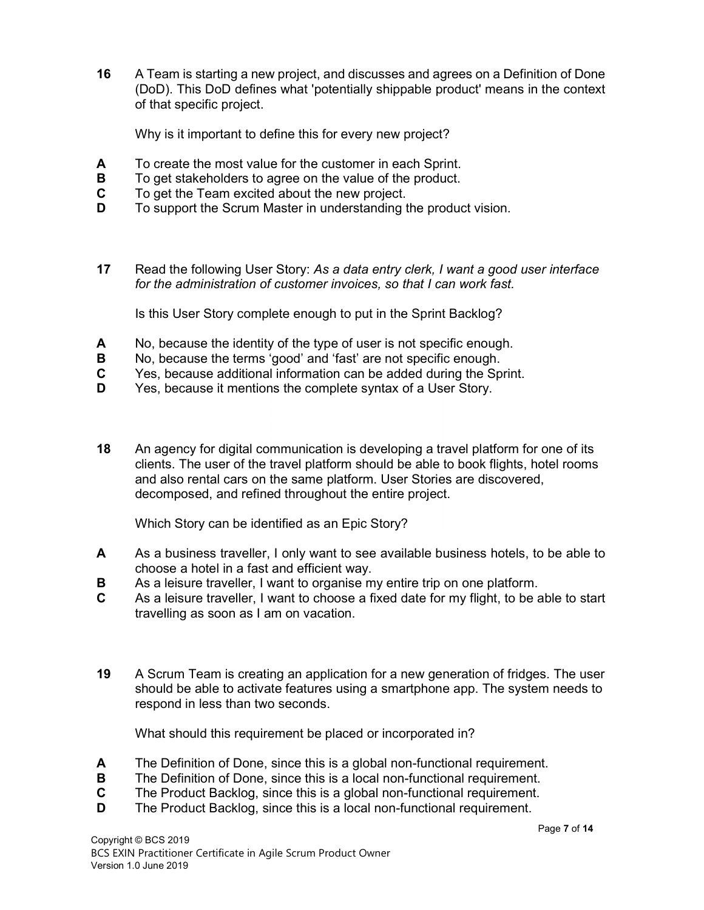**16** A Team is starting a new project, and discusses and agrees on a Definition of Done (DoD). This DoD defines what 'potentially shippable product' means in the context of that specific project.

Why is it important to define this for every new project?

**A** To create the most value for the customer in each Sprint.
**B** To get stakeholders to agree on the value of the product.
**C** To get the Team excited about the new project.
**D** To support the Scrum Master in understanding the product vision.

**17** Read the following User Story: *As a data entry clerk, I want a good user interface for the administration of customer invoices, so that I can work fast.*

Is this User Story complete enough to put in the Sprint Backlog?

**A** No, because the identity of the type of user is not specific enough.
**B** No, because the terms 'good' and 'fast' are not specific enough.
**C** Yes, because additional information can be added during the Sprint.
**D** Yes, because it mentions the complete syntax of a User Story.

**18** An agency for digital communication is developing a travel platform for one of its clients. The user of the travel platform should be able to book flights, hotel rooms and also rental cars on the same platform. User Stories are discovered, decomposed, and refined throughout the entire project.

Which Story can be identified as an Epic Story?

**A** As a business traveller, I only want to see available business hotels, to be able to choose a hotel in a fast and efficient way.
**B** As a leisure traveller, I want to organise my entire trip on one platform.
**C** As a leisure traveller, I want to choose a fixed date for my flight, to be able to start travelling as soon as I am on vacation.

**19** A Scrum Team is creating an application for a new generation of fridges. The user should be able to activate features using a smartphone app. The system needs to respond in less than two seconds.

What should this requirement be placed or incorporated in?

**A** The Definition of Done, since this is a global non-functional requirement.
**B** The Definition of Done, since this is a local non-functional requirement.
**C** The Product Backlog, since this is a global non-functional requirement.
**D** The Product Backlog, since this is a local non-functional requirement.

Copyright © BCS 2019
BCS EXIN Practitioner Certificate in Agile Scrum Product Owner
Version 1.0 June 2019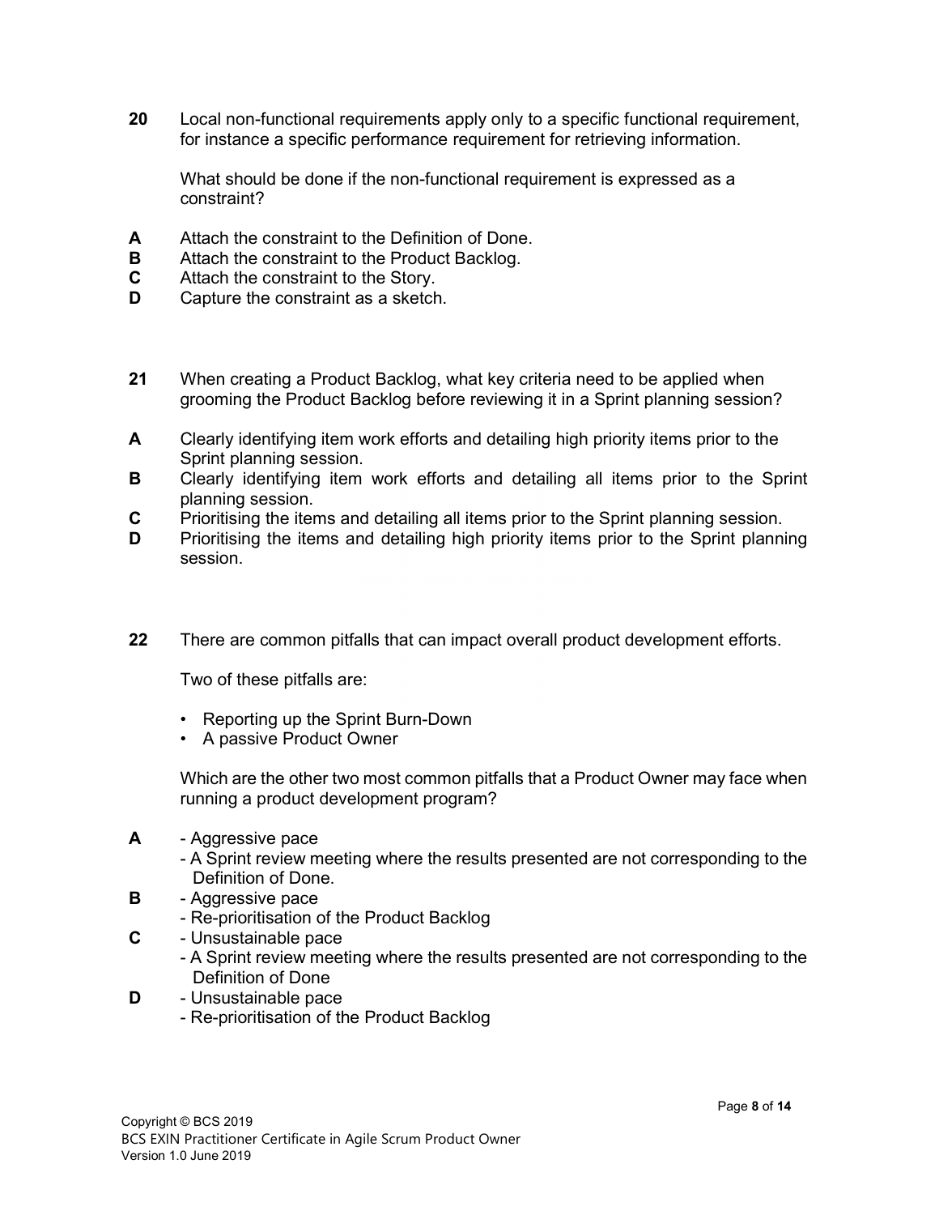**20** Local non-functional requirements apply only to a specific functional requirement, for instance a specific performance requirement for retrieving information.

What should be done if the non-functional requirement is expressed as a constraint?

**A** Attach the constraint to the Definition of Done.
**B** Attach the constraint to the Product Backlog.
**C** Attach the constraint to the Story.
**D** Capture the constraint as a sketch.

**21** When creating a Product Backlog, what key criteria need to be applied when grooming the Product Backlog before reviewing it in a Sprint planning session?

**A** Clearly identifying item work efforts and detailing high priority items prior to the Sprint planning session.
**B** Clearly identifying item work efforts and detailing all items prior to the Sprint planning session.
**C** Prioritising the items and detailing all items prior to the Sprint planning session.
**D** Prioritising the items and detailing high priority items prior to the Sprint planning session.

**22** There are common pitfalls that can impact overall product development efforts.

Two of these pitfalls are:

- Reporting up the Sprint Burn-Down
- A passive Product Owner

Which are the other two most common pitfalls that a Product Owner may face when running a product development program?

**A**
- Aggressive pace
- A Sprint review meeting where the results presented are not corresponding to the Definition of Done.

**B**
- Aggressive pace
- Re-prioritisation of the Product Backlog

**C**
- Unsustainable pace
- A Sprint review meeting where the results presented are not corresponding to the Definition of Done

**D**
- Unsustainable pace
- Re-prioritisation of the Product Backlog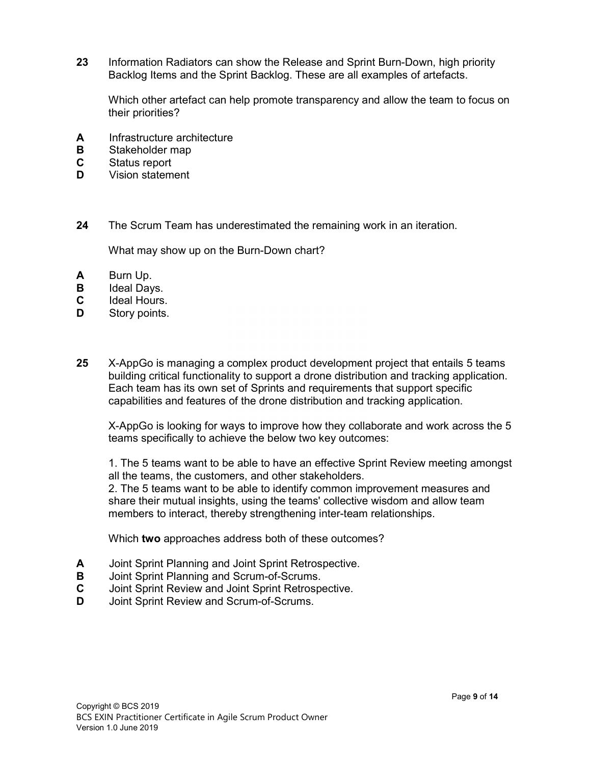**23** Information Radiators can show the Release and Sprint Burn-Down, high priority Backlog Items and the Sprint Backlog. These are all examples of artefacts.

Which other artefact can help promote transparency and allow the team to focus on their priorities?

**A** Infrastructure architecture
**B** Stakeholder map
**C** Status report
**D** Vision statement

**24** The Scrum Team has underestimated the remaining work in an iteration.

What may show up on the Burn-Down chart?

**A** Burn Up.
**B** Ideal Days.
**C** Ideal Hours.
**D** Story points.

**25** X-AppGo is managing a complex product development project that entails 5 teams building critical functionality to support a drone distribution and tracking application. Each team has its own set of Sprints and requirements that support specific capabilities and features of the drone distribution and tracking application.

X-AppGo is looking for ways to improve how they collaborate and work across the 5 teams specifically to achieve the below two key outcomes:

1. The 5 teams want to be able to have an effective Sprint Review meeting amongst all the teams, the customers, and other stakeholders.
2. The 5 teams want to be able to identify common improvement measures and share their mutual insights, using the teams' collective wisdom and allow team members to interact, thereby strengthening inter-team relationships.

Which **two** approaches address both of these outcomes?

**A** Joint Sprint Planning and Joint Sprint Retrospective.
**B** Joint Sprint Planning and Scrum-of-Scrums.
**C** Joint Sprint Review and Joint Sprint Retrospective.
**D** Joint Sprint Review and Scrum-of-Scrums.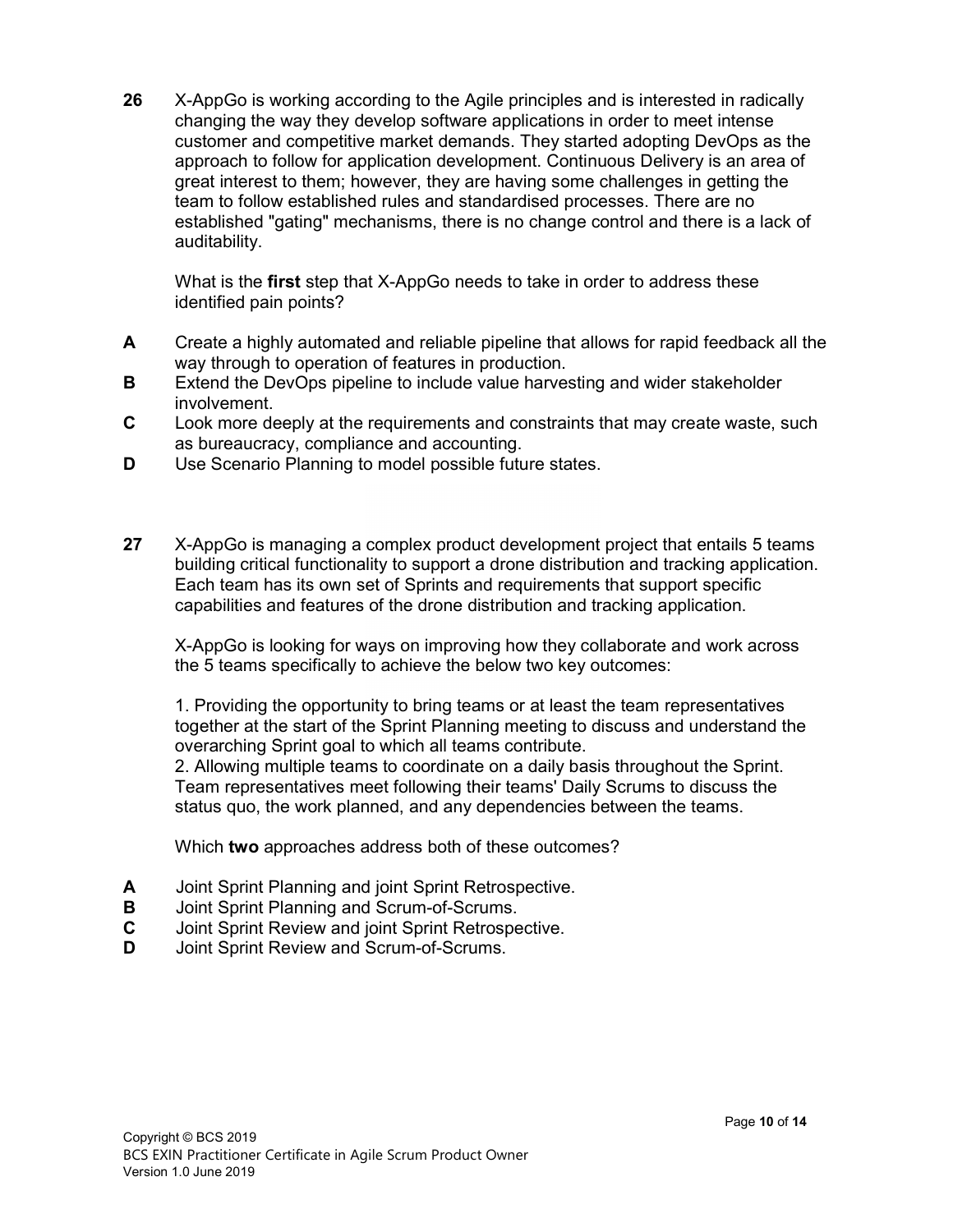**26** X-AppGo is working according to the Agile principles and is interested in radically changing the way they develop software applications in order to meet intense customer and competitive market demands. They started adopting DevOps as the approach to follow for application development. Continuous Delivery is an area of great interest to them; however, they are having some challenges in getting the team to follow established rules and standardised processes. There are no established "gating" mechanisms, there is no change control and there is a lack of auditability.

What is the **first** step that X-AppGo needs to take in order to address these identified pain points?

**A** Create a highly automated and reliable pipeline that allows for rapid feedback all the way through to operation of features in production.
**B** Extend the DevOps pipeline to include value harvesting and wider stakeholder involvement.
**C** Look more deeply at the requirements and constraints that may create waste, such as bureaucracy, compliance and accounting.
**D** Use Scenario Planning to model possible future states.

**27** X-AppGo is managing a complex product development project that entails 5 teams building critical functionality to support a drone distribution and tracking application. Each team has its own set of Sprints and requirements that support specific capabilities and features of the drone distribution and tracking application.

X-AppGo is looking for ways on improving how they collaborate and work across the 5 teams specifically to achieve the below two key outcomes:

1. Providing the opportunity to bring teams or at least the team representatives together at the start of the Sprint Planning meeting to discuss and understand the overarching Sprint goal to which all teams contribute.
2. Allowing multiple teams to coordinate on a daily basis throughout the Sprint. Team representatives meet following their teams' Daily Scrums to discuss the status quo, the work planned, and any dependencies between the teams.

Which **two** approaches address both of these outcomes?

**A** Joint Sprint Planning and joint Sprint Retrospective.
**B** Joint Sprint Planning and Scrum-of-Scrums.
**C** Joint Sprint Review and joint Sprint Retrospective.
**D** Joint Sprint Review and Scrum-of-Scrums.

Copyright © BCS 2019
BCS EXIN Practitioner Certificate in Agile Scrum Product Owner
Version 1.0 June 2019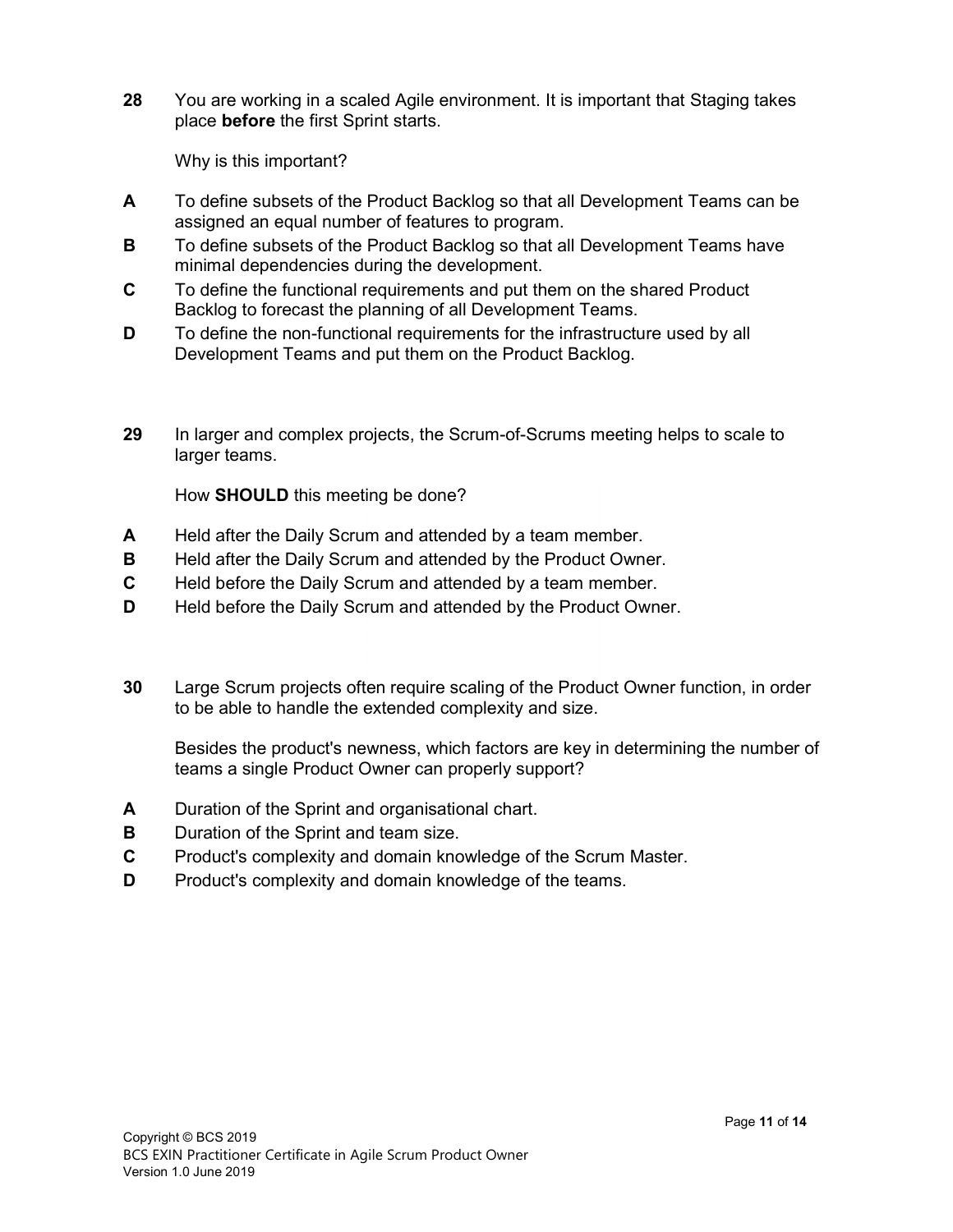**28** You are working in a scaled Agile environment. It is important that Staging takes place **before** the first Sprint starts.

Why is this important?

**A** To define subsets of the Product Backlog so that all Development Teams can be assigned an equal number of features to program.

**B** To define subsets of the Product Backlog so that all Development Teams have minimal dependencies during the development.

**C** To define the functional requirements and put them on the shared Product Backlog to forecast the planning of all Development Teams.

**D** To define the non-functional requirements for the infrastructure used by all Development Teams and put them on the Product Backlog.

**29** In larger and complex projects, the Scrum-of-Scrums meeting helps to scale to larger teams.

How **SHOULD** this meeting be done?

**A** Held after the Daily Scrum and attended by a team member.

**B** Held after the Daily Scrum and attended by the Product Owner.

**C** Held before the Daily Scrum and attended by a team member.

**D** Held before the Daily Scrum and attended by the Product Owner.

**30** Large Scrum projects often require scaling of the Product Owner function, in order to be able to handle the extended complexity and size.

Besides the product's newness, which factors are key in determining the number of teams a single Product Owner can properly support?

**A** Duration of the Sprint and organisational chart.

**B** Duration of the Sprint and team size.

**C** Product's complexity and domain knowledge of the Scrum Master.

**D** Product's complexity and domain knowledge of the teams.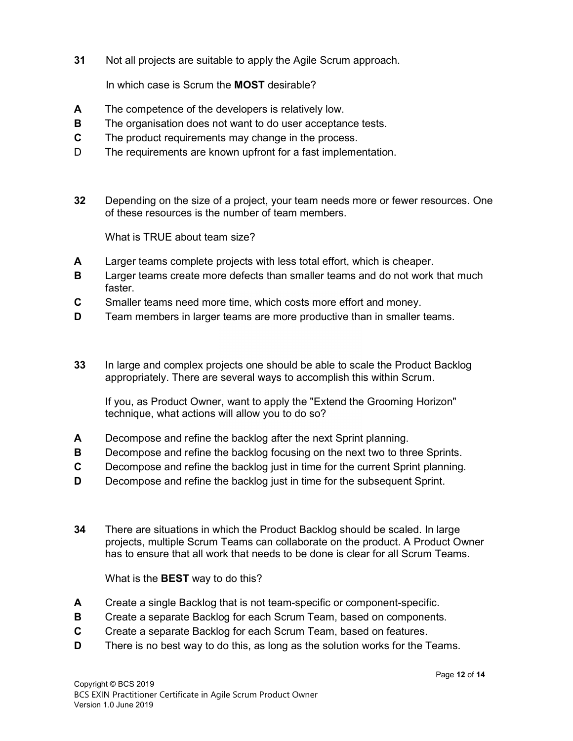**31** Not all projects are suitable to apply the Agile Scrum approach.

In which case is Scrum the **MOST** desirable?

**A** The competence of the developers is relatively low.
**B** The organisation does not want to do user acceptance tests.
**C** The product requirements may change in the process.
D The requirements are known upfront for a fast implementation.

**32** Depending on the size of a project, your team needs more or fewer resources. One of these resources is the number of team members.

What is TRUE about team size?

**A** Larger teams complete projects with less total effort, which is cheaper.
**B** Larger teams create more defects than smaller teams and do not work that much faster.
**C** Smaller teams need more time, which costs more effort and money.
**D** Team members in larger teams are more productive than in smaller teams.

**33** In large and complex projects one should be able to scale the Product Backlog appropriately. There are several ways to accomplish this within Scrum.

If you, as Product Owner, want to apply the "Extend the Grooming Horizon" technique, what actions will allow you to do so?

**A** Decompose and refine the backlog after the next Sprint planning.
**B** Decompose and refine the backlog focusing on the next two to three Sprints.
**C** Decompose and refine the backlog just in time for the current Sprint planning.
**D** Decompose and refine the backlog just in time for the subsequent Sprint.

**34** There are situations in which the Product Backlog should be scaled. In large projects, multiple Scrum Teams can collaborate on the product. A Product Owner has to ensure that all work that needs to be done is clear for all Scrum Teams.

What is the **BEST** way to do this?

**A** Create a single Backlog that is not team-specific or component-specific.
**B** Create a separate Backlog for each Scrum Team, based on components.
**C** Create a separate Backlog for each Scrum Team, based on features.
**D** There is no best way to do this, as long as the solution works for the Teams.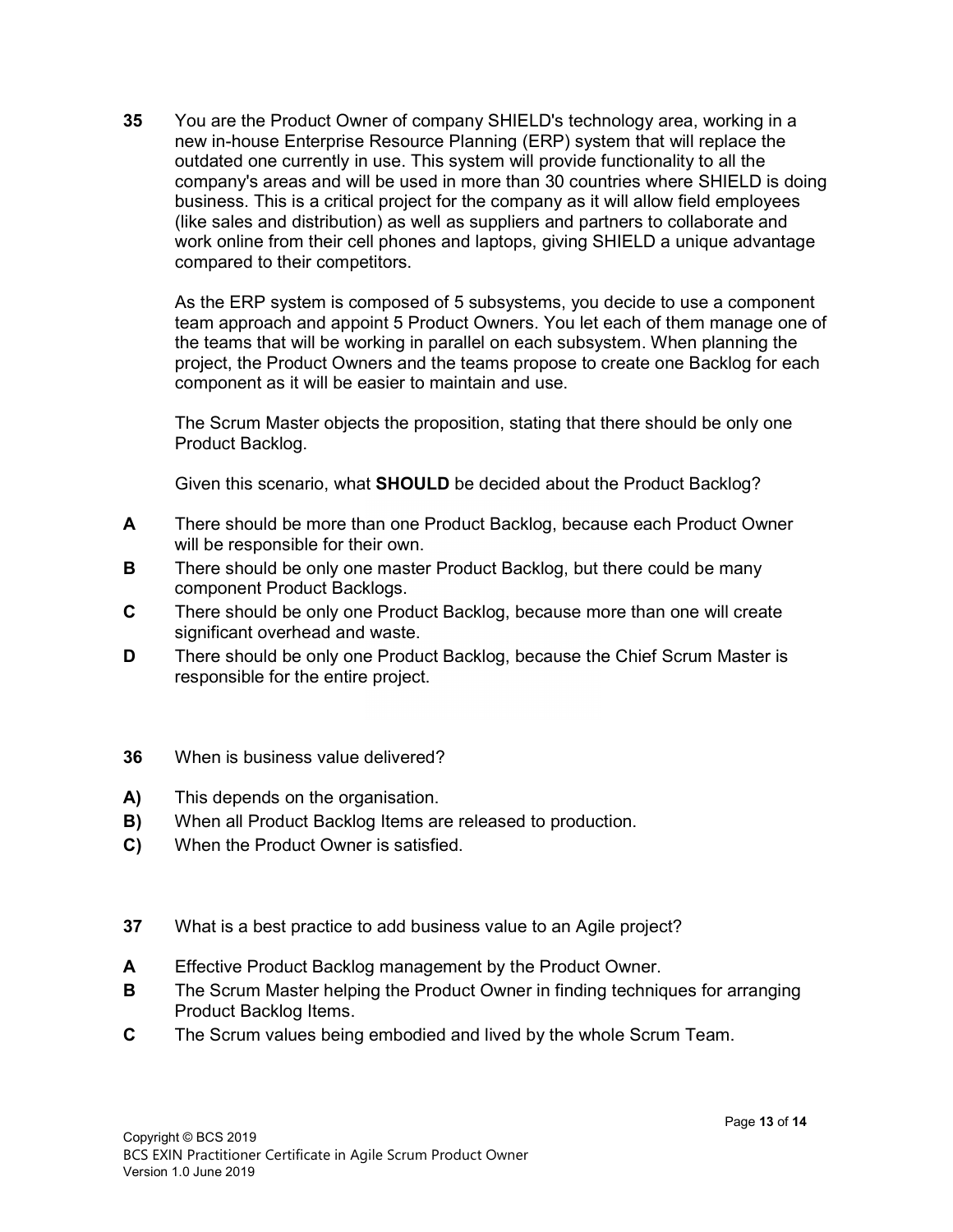**35** You are the Product Owner of company SHIELD's technology area, working in a new in-house Enterprise Resource Planning (ERP) system that will replace the outdated one currently in use. This system will provide functionality to all the company's areas and will be used in more than 30 countries where SHIELD is doing business. This is a critical project for the company as it will allow field employees (like sales and distribution) as well as suppliers and partners to collaborate and work online from their cell phones and laptops, giving SHIELD a unique advantage compared to their competitors.

As the ERP system is composed of 5 subsystems, you decide to use a component team approach and appoint 5 Product Owners. You let each of them manage one of the teams that will be working in parallel on each subsystem. When planning the project, the Product Owners and the teams propose to create one Backlog for each component as it will be easier to maintain and use.

The Scrum Master objects the proposition, stating that there should be only one Product Backlog.

Given this scenario, what **SHOULD** be decided about the Product Backlog?

- **A** There should be more than one Product Backlog, because each Product Owner will be responsible for their own.
- **B** There should be only one master Product Backlog, but there could be many component Product Backlogs.
- **C** There should be only one Product Backlog, because more than one will create significant overhead and waste.
- **D** There should be only one Product Backlog, because the Chief Scrum Master is responsible for the entire project.

**36** When is business value delivered?

- **A)** This depends on the organisation.
- **B)** When all Product Backlog Items are released to production.
- **C)** When the Product Owner is satisfied.

**37** What is a best practice to add business value to an Agile project?

- **A** Effective Product Backlog management by the Product Owner.
- **B** The Scrum Master helping the Product Owner in finding techniques for arranging Product Backlog Items.
- **C** The Scrum values being embodied and lived by the whole Scrum Team.

Copyright © BCS 2019
BCS EXIN Practitioner Certificate in Agile Scrum Product Owner
Version 1.0 June 2019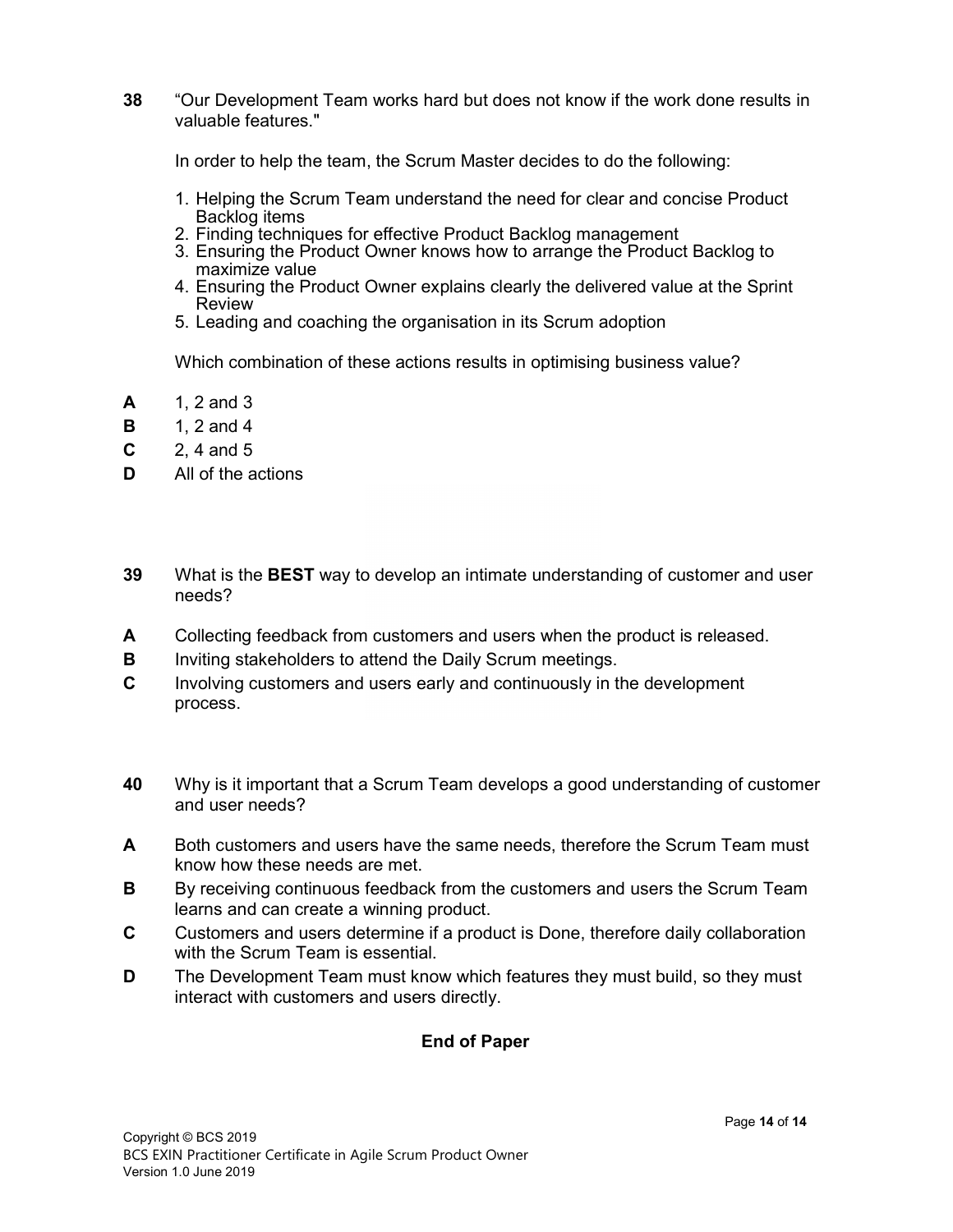**38** “Our Development Team works hard but does not know if the work done results in valuable features."

In order to help the team, the Scrum Master decides to do the following:

1. Helping the Scrum Team understand the need for clear and concise Product Backlog items
2. Finding techniques for effective Product Backlog management
3. Ensuring the Product Owner knows how to arrange the Product Backlog to maximize value
4. Ensuring the Product Owner explains clearly the delivered value at the Sprint Review
5. Leading and coaching the organisation in its Scrum adoption

Which combination of these actions results in optimising business value?

**A** 1, 2 and 3
**B** 1, 2 and 4
**C** 2, 4 and 5
**D** All of the actions

**39** What is the **BEST** way to develop an intimate understanding of customer and user needs?

**A** Collecting feedback from customers and users when the product is released.
**B** Inviting stakeholders to attend the Daily Scrum meetings.
**C** Involving customers and users early and continuously in the development process.

**40** Why is it important that a Scrum Team develops a good understanding of customer and user needs?

**A** Both customers and users have the same needs, therefore the Scrum Team must know how these needs are met.
**B** By receiving continuous feedback from the customers and users the Scrum Team learns and can create a winning product.
**C** Customers and users determine if a product is Done, therefore daily collaboration with the Scrum Team is essential.
**D** The Development Team must know which features they must build, so they must interact with customers and users directly.

**End of Paper**